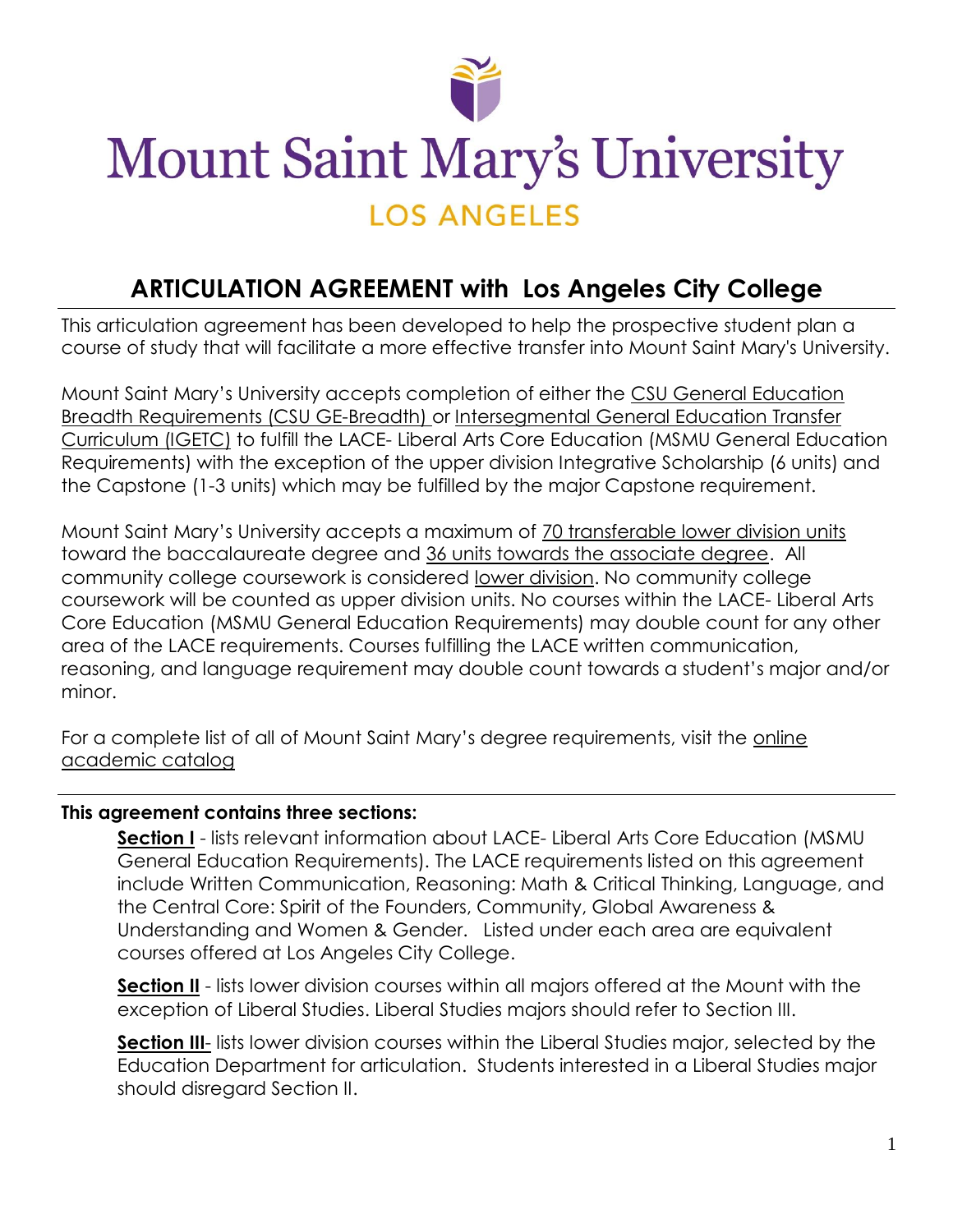# Mount Saint Mary's University

LOS ANGELES

## ARTICULATION AGREEMENT with Los Angeles City College

This articulation agreement has been developed to help the prospective student plan a course of study that will facilitate a more effective transfer into Mount Saint Mary's University.

Mount Saint Mary's University accepts completion of either the CSU General Education Breadth Requirements (CSU GE-Breadth) or Intersegmental General Education Transfer Curriculum (IGETC) to fulfill the LACE- Liberal Arts Core Education (MSMU General Education Requirements) with the exception of the upper division Integrative Scholarship (6 units) and the Capstone (1-3 units) which may be fulfilled by the major Capstone requirement.

Mount Saint Mary's University accepts a maximum of 70 transferable lower division units toward the baccalaureate degree and 36 units towards the associate degree. All community college coursework is considered lower division. No community college coursework will be counted as upper division units. No courses within the LACE- Liberal Arts Core Education (MSMU General Education Requirements) may double count for any other area of the LACE requirements. Courses fulfilling the LACE written communication, reasoning, and language requirement may double count towards a student's major and/or minor.

For a complete list of all of Mount Saint Mary's degree requirements, visit the online academic catalog

**This agreement contains three sections:**

- **Section I** - lists relevant information about LACE- Liberal Arts Core Education (MSMU General Education Requirements). The LACE requirements listed on this agreement include Written Communication, Reasoning: Math & Critical Thinking, Language, and the Central Core: Spirit of the Founders, Community, Global Awareness & Understanding and Women & Gender. Listed under each area are equivalent courses offered at Los Angeles City College.

- **Section II** - lists lower division courses within all majors offered at the Mount with the exception of Liberal Studies. Liberal Studies majors should refer to Section III.

- **Section III**- lists lower division courses within the Liberal Studies major, selected by the Education Department for articulation. Students interested in a Liberal Studies major should disregard Section II.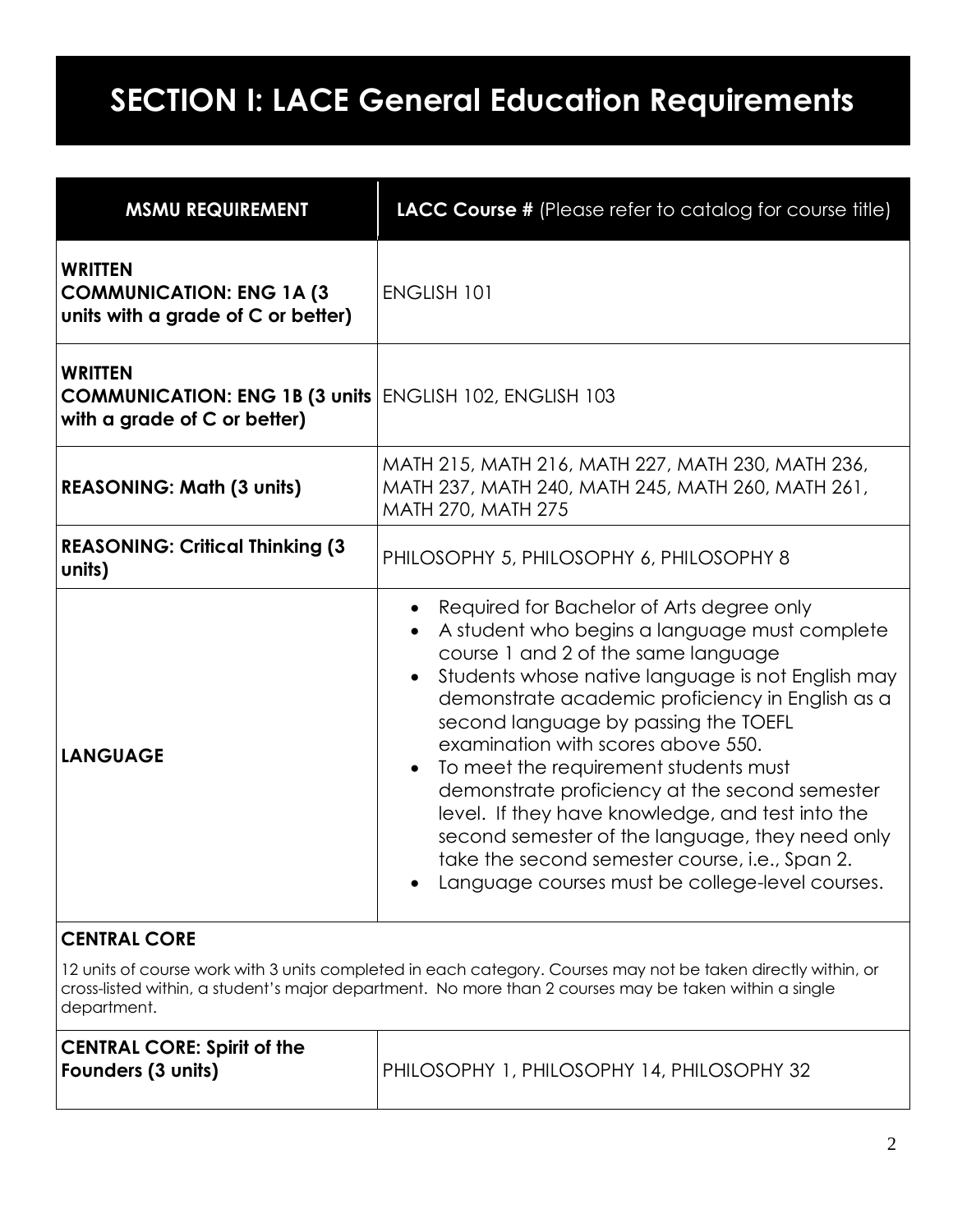# SECTION I: LACE General Education Requirements

| MSMU REQUIREMENT | **LACC Course #** (Please refer to catalog for course title) |
|---|---|
| **WRITTEN COMMUNICATION: ENG 1A (3 units with a grade of C or better)** | ENGLISH 101 |
| **WRITTEN COMMUNICATION: ENG 1B (3 units with a grade of C or better)** | ENGLISH 102, ENGLISH 103 |
| **REASONING: Math (3 units)** | MATH 215, MATH 216, MATH 227, MATH 230, MATH 236, MATH 237, MATH 240, MATH 245, MATH 260, MATH 261, MATH 270, MATH 275 |
| **REASONING: Critical Thinking (3 units)** | PHILOSOPHY 5, PHILOSOPHY 6, PHILOSOPHY 8 |
| **LANGUAGE** | • Required for Bachelor of Arts degree only<br>• A student who begins a language must complete course 1 and 2 of the same language<br>• Students whose native language is not English may demonstrate academic proficiency in English as a second language by passing the TOEFL examination with scores above 550.<br>• To meet the requirement students must demonstrate proficiency at the second semester level. If they have knowledge, and test into the second semester of the language, they need only take the second semester course, i.e., Span 2.<br>• Language courses must be college-level courses. |
| **CENTRAL CORE**<br>12 units of course work with 3 units completed in each category. Courses may not be taken directly within, or cross-listed within, a student's major department. No more than 2 courses may be taken within a single department. | |
| **CENTRAL CORE: Spirit of the Founders (3 units)** | PHILOSOPHY 1, PHILOSOPHY 14, PHILOSOPHY 32 |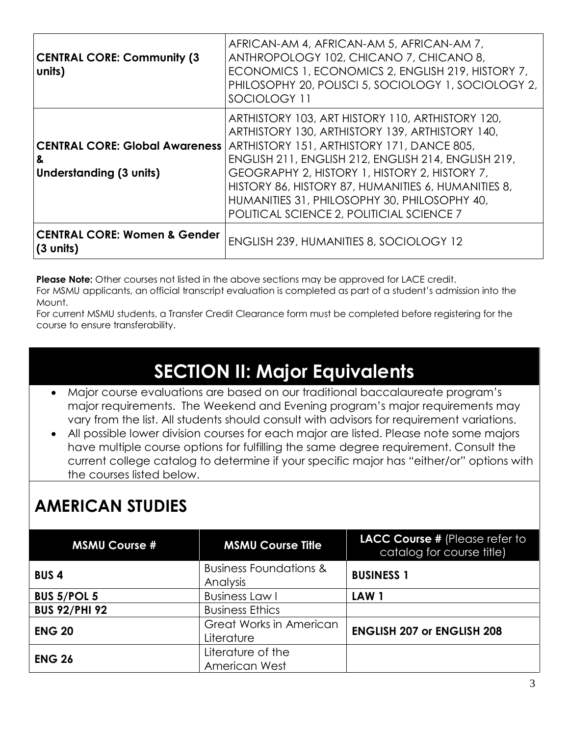| | |
|---|---|
| **CENTRAL CORE: Community (3 units)** | AFRICAN-AM 4, AFRICAN-AM 5, AFRICAN-AM 7, ANTHROPOLOGY 102, CHICANO 7, CHICANO 8, ECONOMICS 1, ECONOMICS 2, ENGLISH 219, HISTORY 7, PHILOSOPHY 20, POLISCI 5, SOCIOLOGY 1, SOCIOLOGY 2, SOCIOLOGY 11 |
| **CENTRAL CORE: Global Awareness & Understanding (3 units)** | ARTHISTORY 103, ART HISTORY 110, ARTHISTORY 120, ARTHISTORY 130, ARTHISTORY 139, ARTHISTORY 140, ARTHISTORY 151, ARTHISTORY 171, DANCE 805, ENGLISH 211, ENGLISH 212, ENGLISH 214, ENGLISH 219, GEOGRAPHY 2, HISTORY 1, HISTORY 2, HISTORY 7, HISTORY 86, HISTORY 87, HUMANITIES 6, HUMANITIES 8, HUMANITIES 31, PHILOSOPHY 30, PHILOSOPHY 40, POLITICAL SCIENCE 2, POLITICIAL SCIENCE 7 |
| **CENTRAL CORE: Women & Gender (3 units)** | ENGLISH 239, HUMANITIES 8, SOCIOLOGY 12 |

**Please Note:** Other courses not listed in the above sections may be approved for LACE credit.
For MSMU applicants, an official transcript evaluation is completed as part of a student's admission into the Mount.
For current MSMU students, a Transfer Credit Clearance form must be completed before registering for the course to ensure transferability.

# SECTION II: Major Equivalents

- Major course evaluations are based on our traditional baccalaureate program's major requirements. The Weekend and Evening program's major requirements may vary from the list. All students should consult with advisors for requirement variations.
- All possible lower division courses for each major are listed. Please note some majors have multiple course options for fulfilling the same degree requirement. Consult the current college catalog to determine if your specific major has "either/or" options with the courses listed below.

## AMERICAN STUDIES

| MSMU Course # | MSMU Course Title | LACC Course # (Please refer to catalog for course title) |
|---|---|---|
| **BUS 4** | Business Foundations & Analysis | **BUSINESS 1** |
| **BUS 5/POL 5** | Business Law I | **LAW 1** |
| **BUS 92/PHI 92** | Business Ethics | |
| **ENG 20** | Great Works in American Literature | **ENGLISH 207 or ENGLISH 208** |
| **ENG 26** | Literature of the American West | |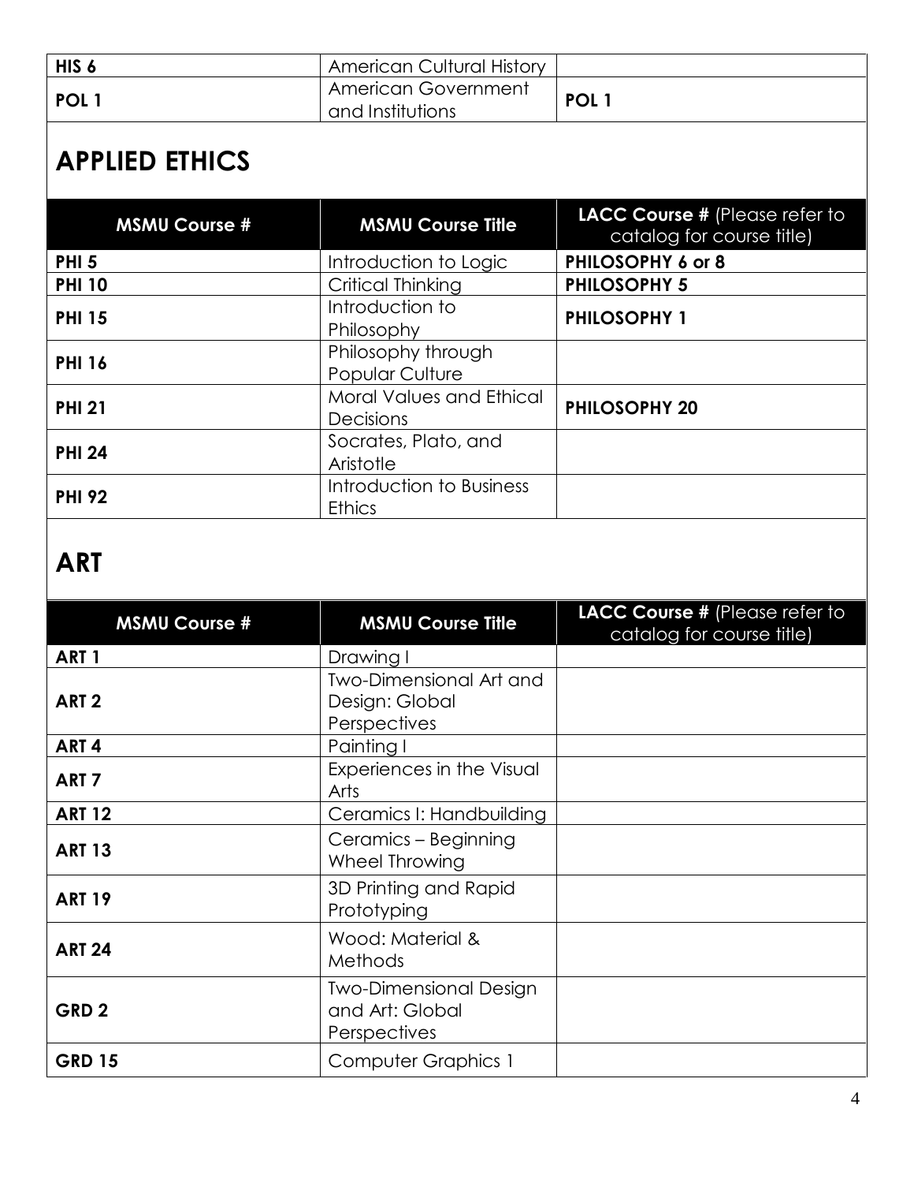| | | |
|---|---|---|
| **HIS 6** | American Cultural History | |
| **POL 1** | American Government and Institutions | **POL 1** |

## APPLIED ETHICS

| MSMU Course # | MSMU Course Title | LACC Course # (Please refer to catalog for course title) |
|---|---|---|
| **PHI 5** | Introduction to Logic | **PHILOSOPHY 6 or 8** |
| **PHI 10** | Critical Thinking | **PHILOSOPHY 5** |
| **PHI 15** | Introduction to Philosophy | **PHILOSOPHY 1** |
| **PHI 16** | Philosophy through Popular Culture | |
| **PHI 21** | Moral Values and Ethical Decisions | **PHILOSOPHY 20** |
| **PHI 24** | Socrates, Plato, and Aristotle | |
| **PHI 92** | Introduction to Business Ethics | |

## ART

| MSMU Course # | MSMU Course Title | LACC Course # (Please refer to catalog for course title) |
|---|---|---|
| **ART 1** | Drawing I | |
| **ART 2** | Two-Dimensional Art and Design: Global Perspectives | |
| **ART 4** | Painting I | |
| **ART 7** | Experiences in the Visual Arts | |
| **ART 12** | Ceramics I: Handbuilding | |
| **ART 13** | Ceramics – Beginning Wheel Throwing | |
| **ART 19** | 3D Printing and Rapid Prototyping | |
| **ART 24** | Wood: Material & Methods | |
| **GRD 2** | Two-Dimensional Design and Art: Global Perspectives | |
| **GRD 15** | Computer Graphics 1 | |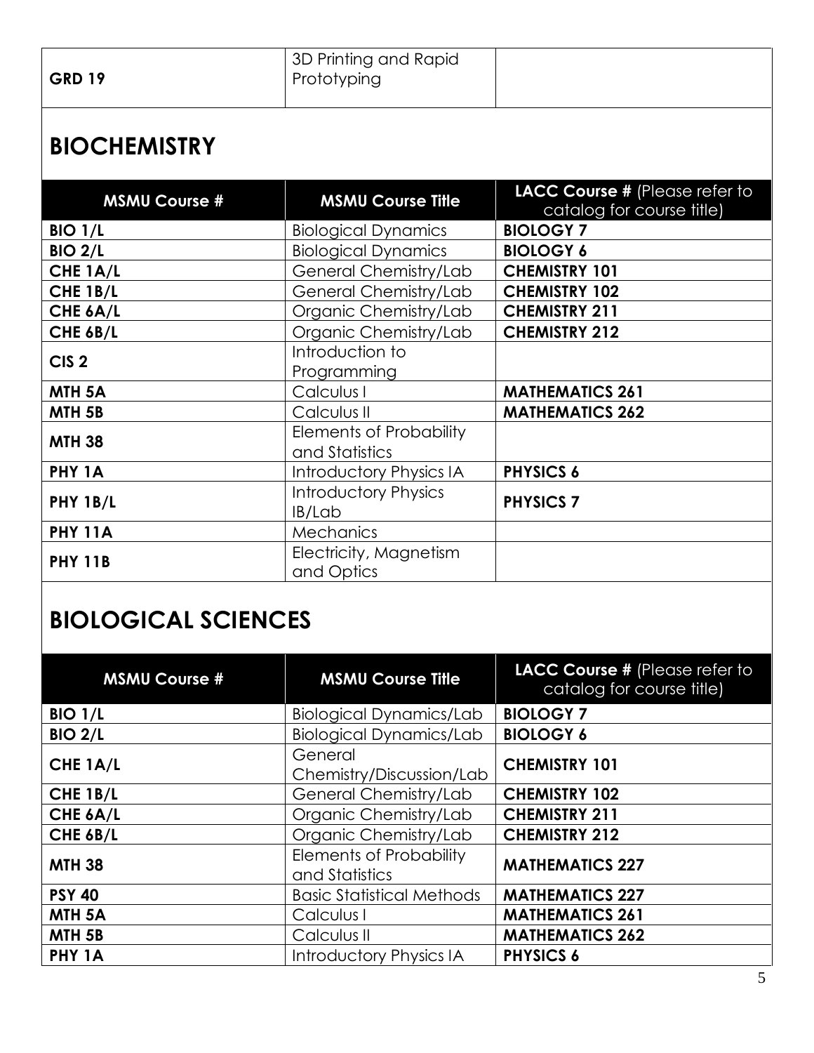| | | |
|---|---|---|
| **GRD 19** | 3D Printing and Rapid Prototyping | |

## BIOCHEMISTRY

| MSMU Course # | MSMU Course Title | LACC Course # (Please refer to catalog for course title) |
|---|---|---|
| **BIO 1/L** | Biological Dynamics | **BIOLOGY 7** |
| **BIO 2/L** | Biological Dynamics | **BIOLOGY 6** |
| **CHE 1A/L** | General Chemistry/Lab | **CHEMISTRY 101** |
| **CHE 1B/L** | General Chemistry/Lab | **CHEMISTRY 102** |
| **CHE 6A/L** | Organic Chemistry/Lab | **CHEMISTRY 211** |
| **CHE 6B/L** | Organic Chemistry/Lab | **CHEMISTRY 212** |
| **CIS 2** | Introduction to Programming | |
| **MTH 5A** | Calculus I | **MATHEMATICS 261** |
| **MTH 5B** | Calculus II | **MATHEMATICS 262** |
| **MTH 38** | Elements of Probability and Statistics | |
| **PHY 1A** | Introductory Physics IA | **PHYSICS 6** |
| **PHY 1B/L** | Introductory Physics IB/Lab | **PHYSICS 7** |
| **PHY 11A** | Mechanics | |
| **PHY 11B** | Electricity, Magnetism and Optics | |

## BIOLOGICAL SCIENCES

| MSMU Course # | MSMU Course Title | LACC Course # (Please refer to catalog for course title) |
|---|---|---|
| **BIO 1/L** | Biological Dynamics/Lab | **BIOLOGY 7** |
| **BIO 2/L** | Biological Dynamics/Lab | **BIOLOGY 6** |
| **CHE 1A/L** | General Chemistry/Discussion/Lab | **CHEMISTRY 101** |
| **CHE 1B/L** | General Chemistry/Lab | **CHEMISTRY 102** |
| **CHE 6A/L** | Organic Chemistry/Lab | **CHEMISTRY 211** |
| **CHE 6B/L** | Organic Chemistry/Lab | **CHEMISTRY 212** |
| **MTH 38** | Elements of Probability and Statistics | **MATHEMATICS 227** |
| **PSY 40** | Basic Statistical Methods | **MATHEMATICS 227** |
| **MTH 5A** | Calculus I | **MATHEMATICS 261** |
| **MTH 5B** | Calculus II | **MATHEMATICS 262** |
| **PHY 1A** | Introductory Physics IA | **PHYSICS 6** |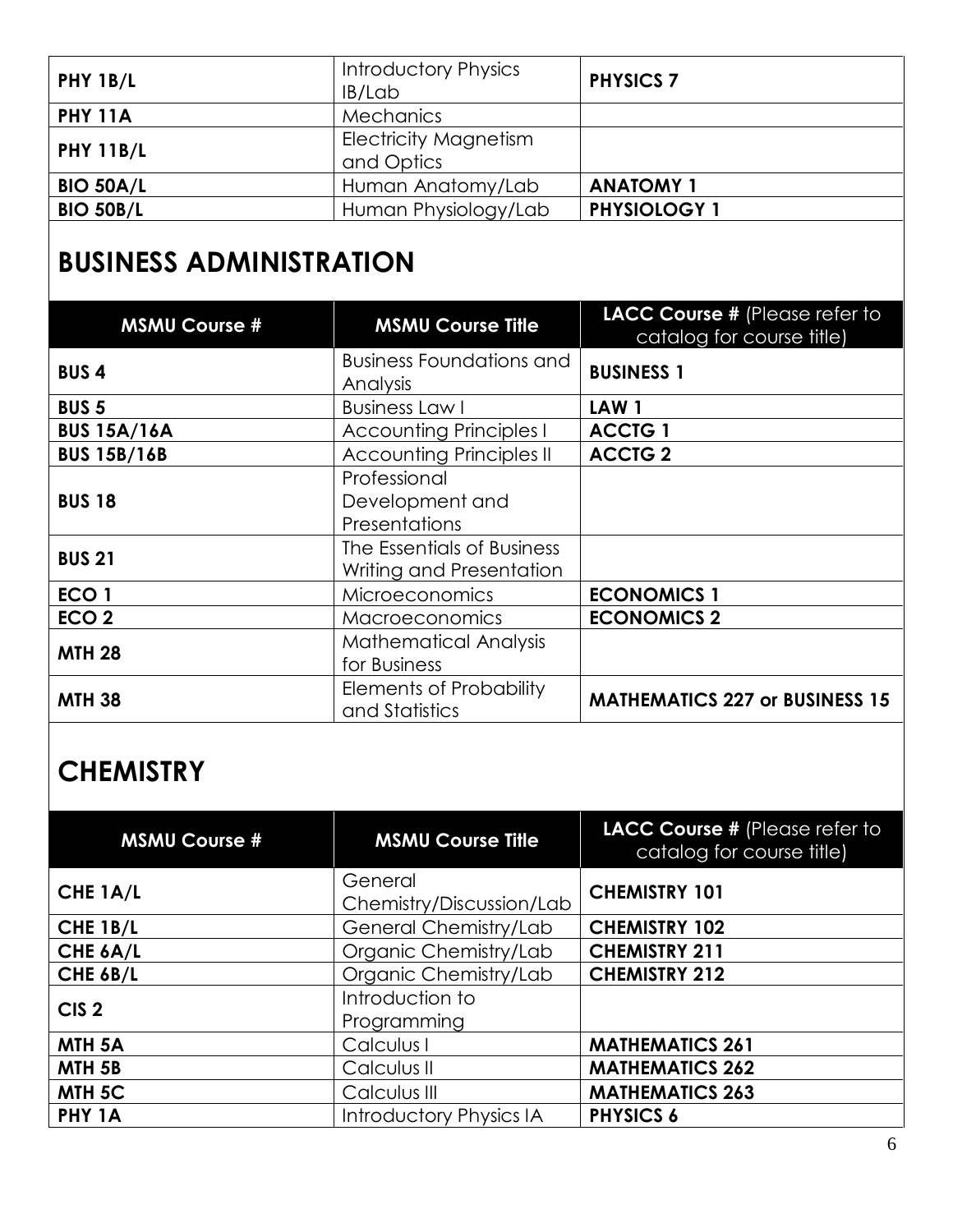| | | |
|---|---|---|
| **PHY 1B/L** | Introductory Physics IB/Lab | **PHYSICS 7** |
| **PHY 11A** | Mechanics | |
| **PHY 11B/L** | Electricity Magnetism and Optics | |
| **BIO 50A/L** | Human Anatomy/Lab | **ANATOMY 1** |
| **BIO 50B/L** | Human Physiology/Lab | **PHYSIOLOGY 1** |

## BUSINESS ADMINISTRATION

| MSMU Course # | MSMU Course Title | LACC Course # (Please refer to catalog for course title) |
|---|---|---|
| **BUS 4** | Business Foundations and Analysis | **BUSINESS 1** |
| **BUS 5** | Business Law I | **LAW 1** |
| **BUS 15A/16A** | Accounting Principles I | **ACCTG 1** |
| **BUS 15B/16B** | Accounting Principles II | **ACCTG 2** |
| **BUS 18** | Professional Development and Presentations | |
| **BUS 21** | The Essentials of Business Writing and Presentation | |
| **ECO 1** | Microeconomics | **ECONOMICS 1** |
| **ECO 2** | Macroeconomics | **ECONOMICS 2** |
| **MTH 28** | Mathematical Analysis for Business | |
| **MTH 38** | Elements of Probability and Statistics | **MATHEMATICS 227 or BUSINESS 15** |

## CHEMISTRY

| MSMU Course # | MSMU Course Title | LACC Course # (Please refer to catalog for course title) |
|---|---|---|
| **CHE 1A/L** | General Chemistry/Discussion/Lab | **CHEMISTRY 101** |
| **CHE 1B/L** | General Chemistry/Lab | **CHEMISTRY 102** |
| **CHE 6A/L** | Organic Chemistry/Lab | **CHEMISTRY 211** |
| **CHE 6B/L** | Organic Chemistry/Lab | **CHEMISTRY 212** |
| **CIS 2** | Introduction to Programming | |
| **MTH 5A** | Calculus I | **MATHEMATICS 261** |
| **MTH 5B** | Calculus II | **MATHEMATICS 262** |
| **MTH 5C** | Calculus III | **MATHEMATICS 263** |
| **PHY 1A** | Introductory Physics IA | **PHYSICS 6** |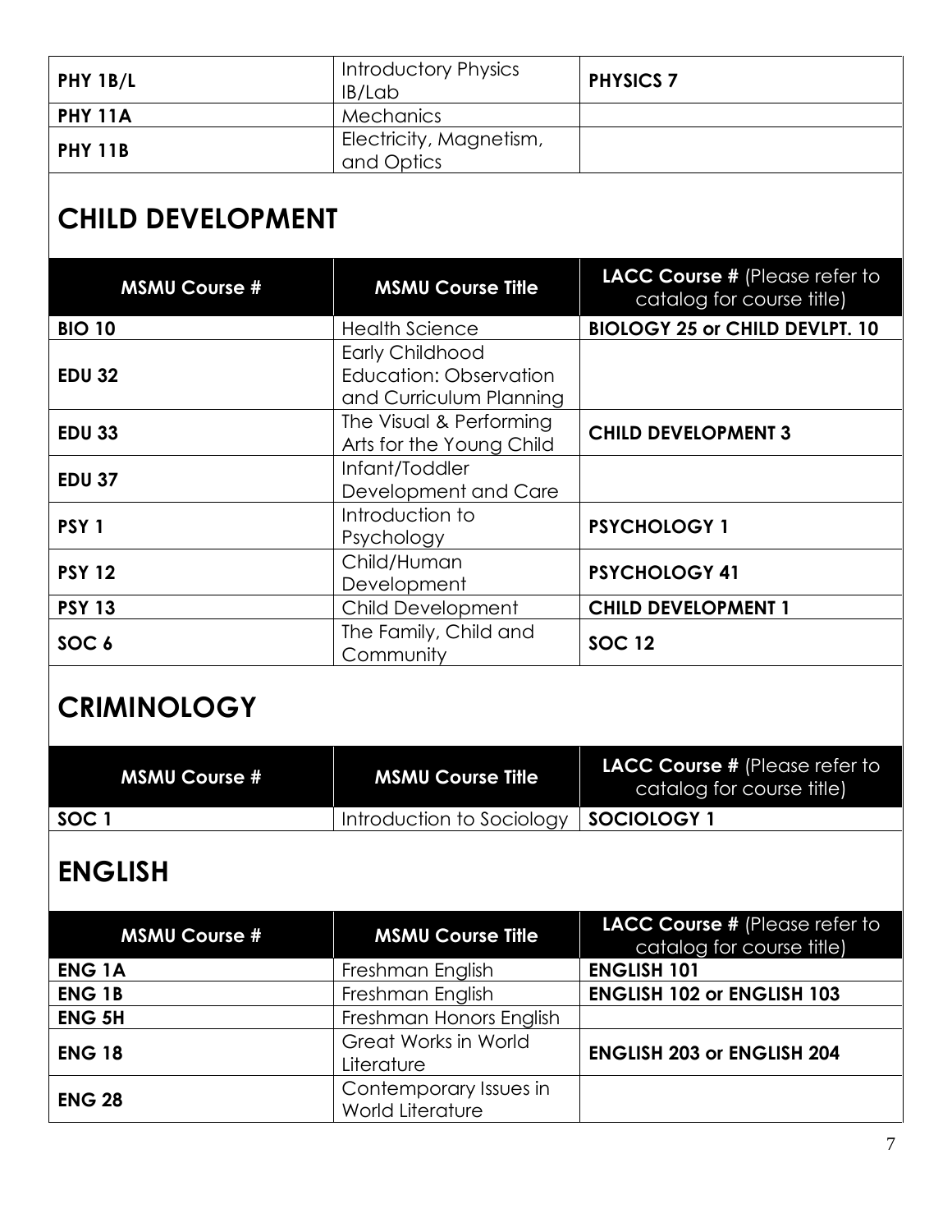| PHY 1B/L | Introductory Physics IB/Lab | PHYSICS 7 |
|---|---|---|
| PHY 11A | Mechanics | |
| PHY 11B | Electricity, Magnetism, and Optics | |

## CHILD DEVELOPMENT

| MSMU Course # | MSMU Course Title | LACC Course # (Please refer to catalog for course title) |
|---|---|---|
| **BIO 10** | Health Science | **BIOLOGY 25 or CHILD DEVLPT. 10** |
| **EDU 32** | Early Childhood Education: Observation and Curriculum Planning | |
| **EDU 33** | The Visual & Performing Arts for the Young Child | **CHILD DEVELOPMENT 3** |
| **EDU 37** | Infant/Toddler Development and Care | |
| **PSY 1** | Introduction to Psychology | **PSYCHOLOGY 1** |
| **PSY 12** | Child/Human Development | **PSYCHOLOGY 41** |
| **PSY 13** | Child Development | **CHILD DEVELOPMENT 1** |
| **SOC 6** | The Family, Child and Community | **SOC 12** |

## CRIMINOLOGY

| MSMU Course # | MSMU Course Title | LACC Course # (Please refer to catalog for course title) |
|---|---|---|
| **SOC 1** | Introduction to Sociology | **SOCIOLOGY 1** |

## ENGLISH

| MSMU Course # | MSMU Course Title | LACC Course # (Please refer to catalog for course title) |
|---|---|---|
| **ENG 1A** | Freshman English | **ENGLISH 101** |
| **ENG 1B** | Freshman English | **ENGLISH 102 or ENGLISH 103** |
| **ENG 5H** | Freshman Honors English | |
| **ENG 18** | Great Works in World Literature | **ENGLISH 203 or ENGLISH 204** |
| **ENG 28** | Contemporary Issues in World Literature | |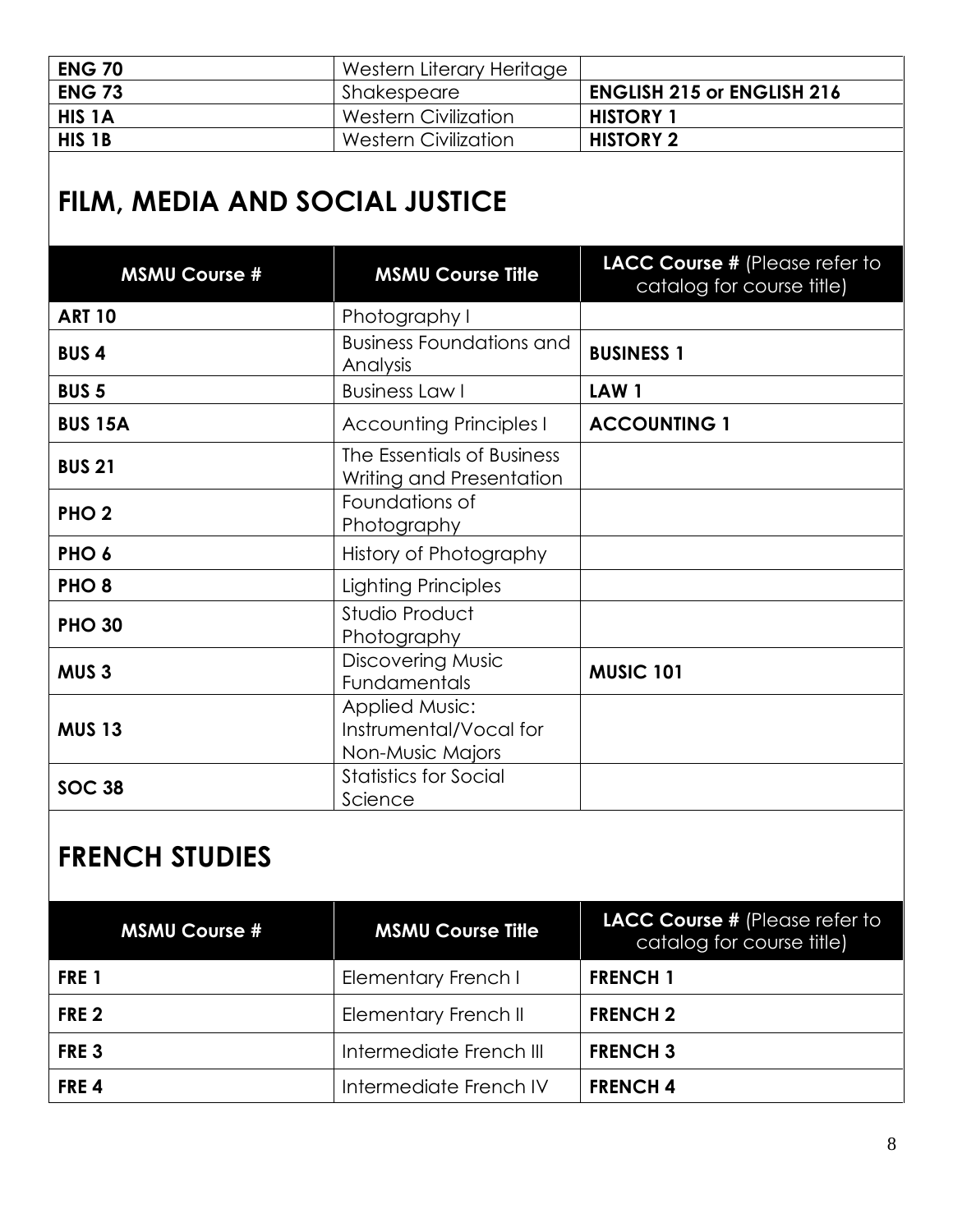| | | |
|---|---|---|
| **ENG 70** | Western Literary Heritage | |
| **ENG 73** | Shakespeare | **ENGLISH 215 or ENGLISH 216** |
| **HIS 1A** | Western Civilization | **HISTORY 1** |
| **HIS 1B** | Western Civilization | **HISTORY 2** |

## FILM, MEDIA AND SOCIAL JUSTICE

| MSMU Course # | MSMU Course Title | LACC Course # (Please refer to catalog for course title) |
|---|---|---|
| **ART 10** | Photography I | |
| **BUS 4** | Business Foundations and Analysis | **BUSINESS 1** |
| **BUS 5** | Business Law I | **LAW 1** |
| **BUS 15A** | Accounting Principles I | **ACCOUNTING 1** |
| **BUS 21** | The Essentials of Business Writing and Presentation | |
| **PHO 2** | Foundations of Photography | |
| **PHO 6** | History of Photography | |
| **PHO 8** | Lighting Principles | |
| **PHO 30** | Studio Product Photography | |
| **MUS 3** | Discovering Music Fundamentals | **MUSIC 101** |
| **MUS 13** | Applied Music: Instrumental/Vocal for Non-Music Majors | |
| **SOC 38** | Statistics for Social Science | |

## FRENCH STUDIES

| MSMU Course # | MSMU Course Title | LACC Course # (Please refer to catalog for course title) |
|---|---|---|
| **FRE 1** | Elementary French I | **FRENCH 1** |
| **FRE 2** | Elementary French II | **FRENCH 2** |
| **FRE 3** | Intermediate French III | **FRENCH 3** |
| **FRE 4** | Intermediate French IV | **FRENCH 4** |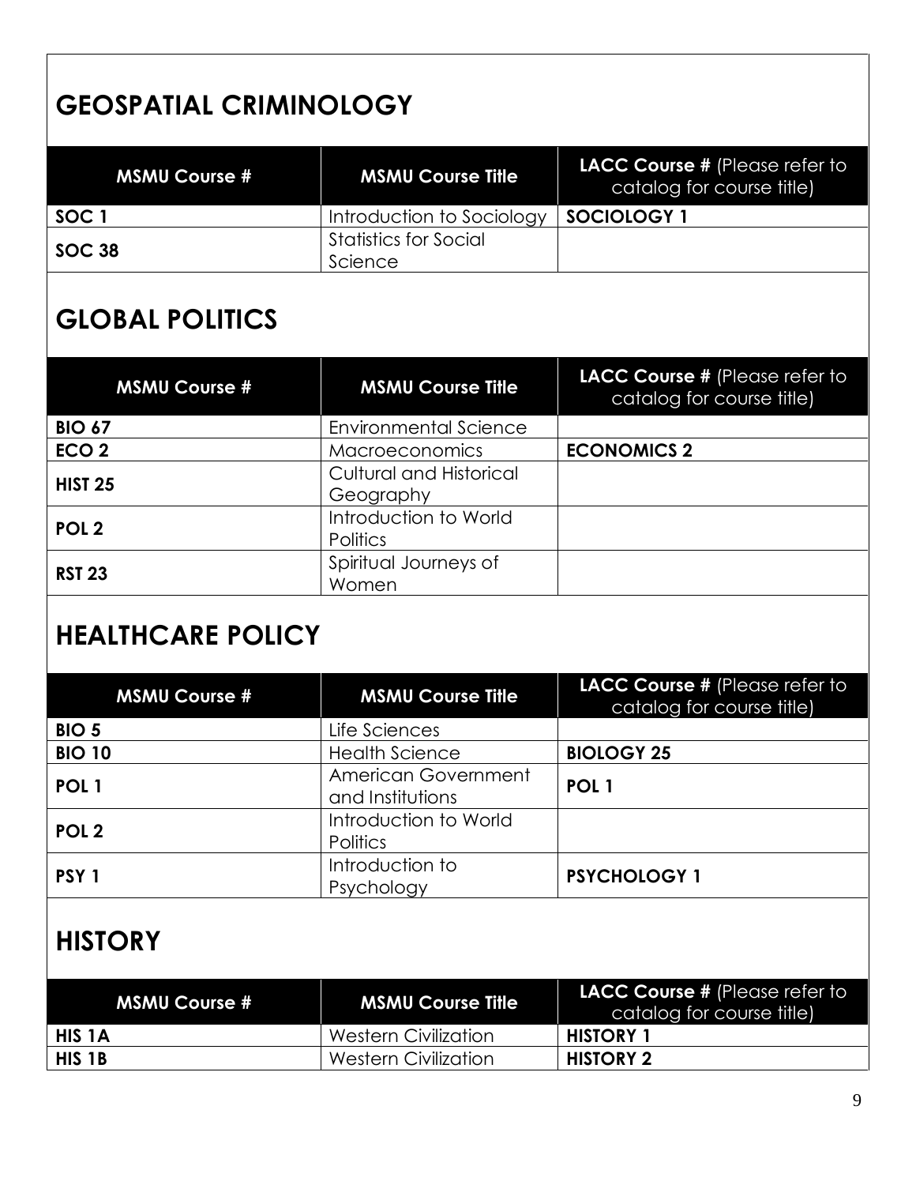## GEOSPATIAL CRIMINOLOGY

| MSMU Course # | MSMU Course Title | **LACC Course #** (Please refer to catalog for course title) |
|---|---|---|
| **SOC 1** | Introduction to Sociology | **SOCIOLOGY 1** |
| **SOC 38** | Statistics for Social Science | |

## GLOBAL POLITICS

| MSMU Course # | MSMU Course Title | **LACC Course #** (Please refer to catalog for course title) |
|---|---|---|
| **BIO 67** | Environmental Science | |
| **ECO 2** | Macroeconomics | **ECONOMICS 2** |
| **HIST 25** | Cultural and Historical Geography | |
| **POL 2** | Introduction to World Politics | |
| **RST 23** | Spiritual Journeys of Women | |

## HEALTHCARE POLICY

| MSMU Course # | MSMU Course Title | **LACC Course #** (Please refer to catalog for course title) |
|---|---|---|
| **BIO 5** | Life Sciences | |
| **BIO 10** | Health Science | **BIOLOGY 25** |
| **POL 1** | American Government and Institutions | **POL 1** |
| **POL 2** | Introduction to World Politics | |
| **PSY 1** | Introduction to Psychology | **PSYCHOLOGY 1** |

## HISTORY

| MSMU Course # | MSMU Course Title | **LACC Course #** (Please refer to catalog for course title) |
|---|---|---|
| **HIS 1A** | Western Civilization | **HISTORY 1** |
| **HIS 1B** | Western Civilization | **HISTORY 2** |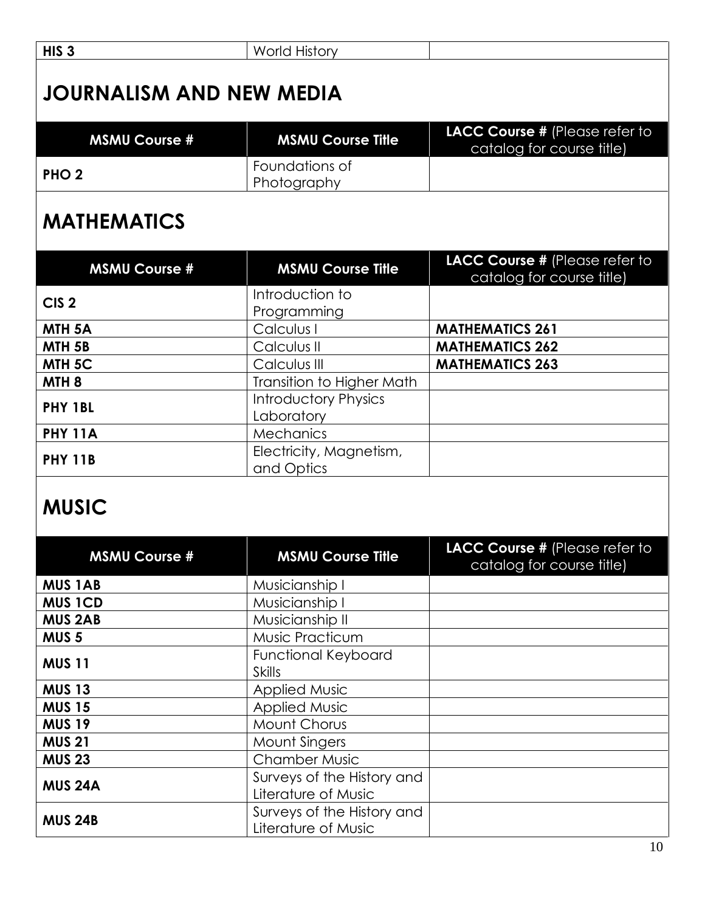| **HIS 3** | World History | |
|---|---|---|

## JOURNALISM AND NEW MEDIA

| MSMU Course # | MSMU Course Title | **LACC Course #** (Please refer to catalog for course title) |
|---|---|---|
| **PHO 2** | Foundations of Photography | |

## MATHEMATICS

| MSMU Course # | MSMU Course Title | **LACC Course #** (Please refer to catalog for course title) |
|---|---|---|
| **CIS 2** | Introduction to Programming | |
| **MTH 5A** | Calculus I | **MATHEMATICS 261** |
| **MTH 5B** | Calculus II | **MATHEMATICS 262** |
| **MTH 5C** | Calculus III | **MATHEMATICS 263** |
| **MTH 8** | Transition to Higher Math | |
| **PHY 1BL** | Introductory Physics Laboratory | |
| **PHY 11A** | Mechanics | |
| **PHY 11B** | Electricity, Magnetism, and Optics | |

## MUSIC

| MSMU Course # | MSMU Course Title | **LACC Course #** (Please refer to catalog for course title) |
|---|---|---|
| **MUS 1AB** | Musicianship I | |
| **MUS 1CD** | Musicianship I | |
| **MUS 2AB** | Musicianship II | |
| **MUS 5** | Music Practicum | |
| **MUS 11** | Functional Keyboard Skills | |
| **MUS 13** | Applied Music | |
| **MUS 15** | Applied Music | |
| **MUS 19** | Mount Chorus | |
| **MUS 21** | Mount Singers | |
| **MUS 23** | Chamber Music | |
| **MUS 24A** | Surveys of the History and Literature of Music | |
| **MUS 24B** | Surveys of the History and Literature of Music | |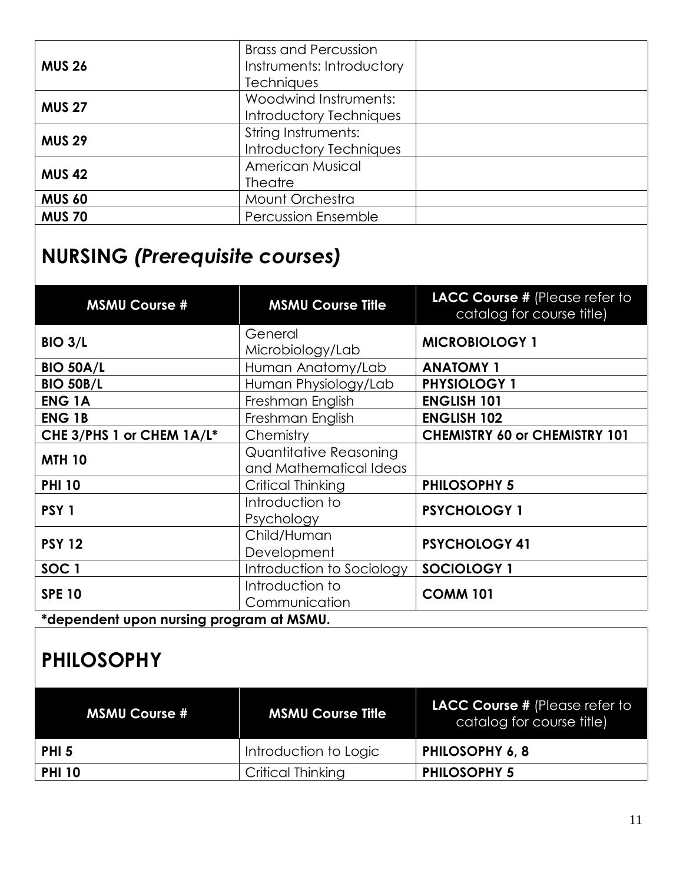| | | |
|---|---|---|
| **MUS 26** | Brass and Percussion Instruments: Introductory Techniques | |
| **MUS 27** | Woodwind Instruments: Introductory Techniques | |
| **MUS 29** | String Instruments: Introductory Techniques | |
| **MUS 42** | American Musical Theatre | |
| **MUS 60** | Mount Orchestra | |
| **MUS 70** | Percussion Ensemble | |

## NURSING *(Prerequisite courses)*

| MSMU Course # | MSMU Course Title | LACC Course # (Please refer to catalog for course title) |
|---|---|---|
| **BIO 3/L** | General Microbiology/Lab | **MICROBIOLOGY 1** |
| **BIO 50A/L** | Human Anatomy/Lab | **ANATOMY 1** |
| **BIO 50B/L** | Human Physiology/Lab | **PHYSIOLOGY 1** |
| **ENG 1A** | Freshman English | **ENGLISH 101** |
| **ENG 1B** | Freshman English | **ENGLISH 102** |
| **CHE 3/PHS 1 or CHEM 1A/L*** | Chemistry | **CHEMISTRY 60 or CHEMISTRY 101** |
| **MTH 10** | Quantitative Reasoning and Mathematical Ideas | |
| **PHI 10** | Critical Thinking | **PHILOSOPHY 5** |
| **PSY 1** | Introduction to Psychology | **PSYCHOLOGY 1** |
| **PSY 12** | Child/Human Development | **PSYCHOLOGY 41** |
| **SOC 1** | Introduction to Sociology | **SOCIOLOGY 1** |
| **SPE 10** | Introduction to Communication | **COMM 101** |

**\*dependent upon nursing program at MSMU.**

## PHILOSOPHY

| MSMU Course # | MSMU Course Title | LACC Course # (Please refer to catalog for course title) |
|---|---|---|
| **PHI 5** | Introduction to Logic | **PHILOSOPHY 6, 8** |
| **PHI 10** | Critical Thinking | **PHILOSOPHY 5** |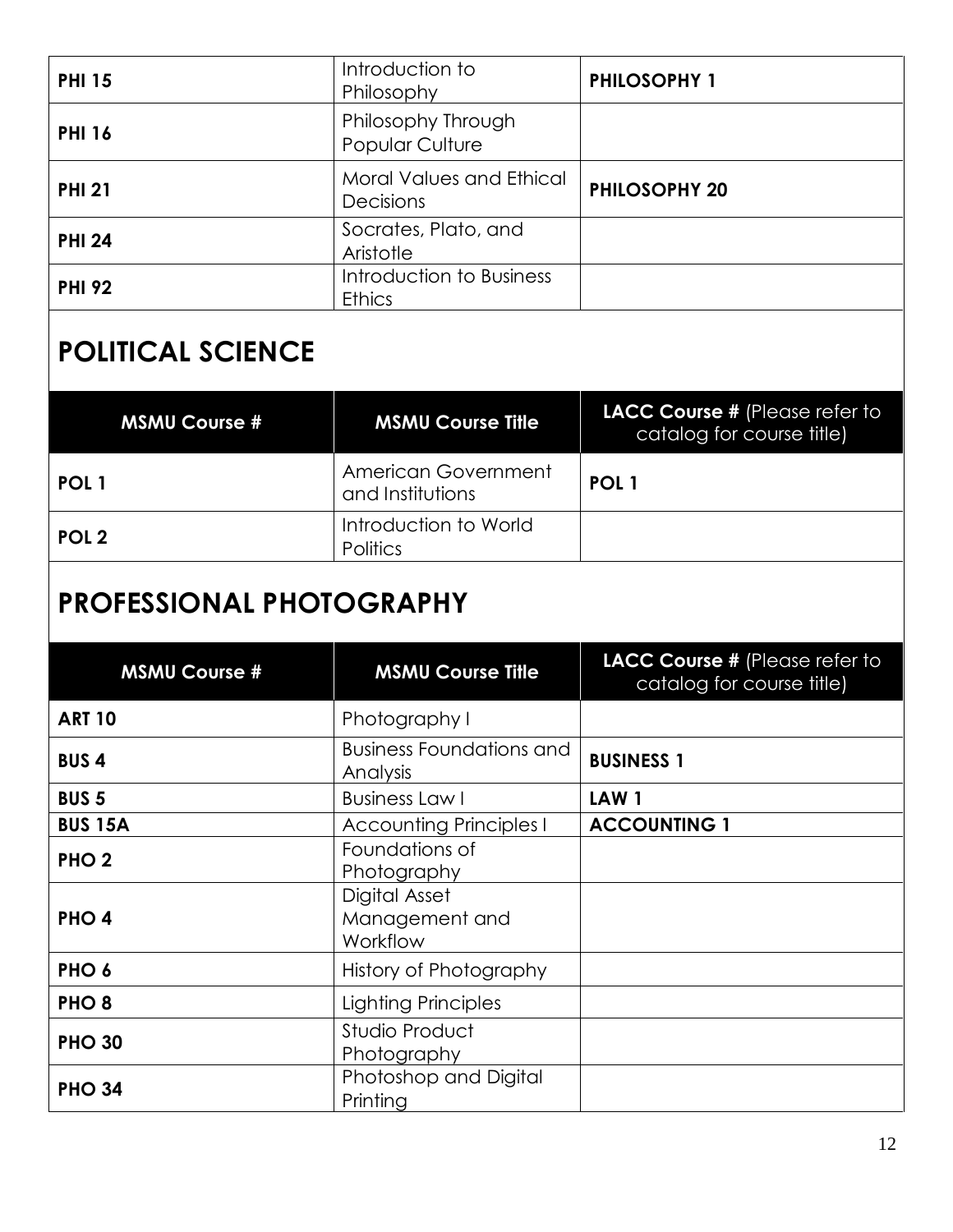| | | |
|---|---|---|
| **PHI 15** | Introduction to Philosophy | **PHILOSOPHY 1** |
| **PHI 16** | Philosophy Through Popular Culture | |
| **PHI 21** | Moral Values and Ethical Decisions | **PHILOSOPHY 20** |
| **PHI 24** | Socrates, Plato, and Aristotle | |
| **PHI 92** | Introduction to Business Ethics | |

## POLITICAL SCIENCE

| MSMU Course # | MSMU Course Title | LACC Course # (Please refer to catalog for course title) |
|---|---|---|
| **POL 1** | American Government and Institutions | **POL 1** |
| **POL 2** | Introduction to World Politics | |

## PROFESSIONAL PHOTOGRAPHY

| MSMU Course # | MSMU Course Title | LACC Course # (Please refer to catalog for course title) |
|---|---|---|
| **ART 10** | Photography I | |
| **BUS 4** | Business Foundations and Analysis | **BUSINESS 1** |
| **BUS 5** | Business Law I | **LAW 1** |
| **BUS 15A** | Accounting Principles I | **ACCOUNTING 1** |
| **PHO 2** | Foundations of Photography | |
| **PHO 4** | Digital Asset Management and Workflow | |
| **PHO 6** | History of Photography | |
| **PHO 8** | Lighting Principles | |
| **PHO 30** | Studio Product Photography | |
| **PHO 34** | Photoshop and Digital Printing | |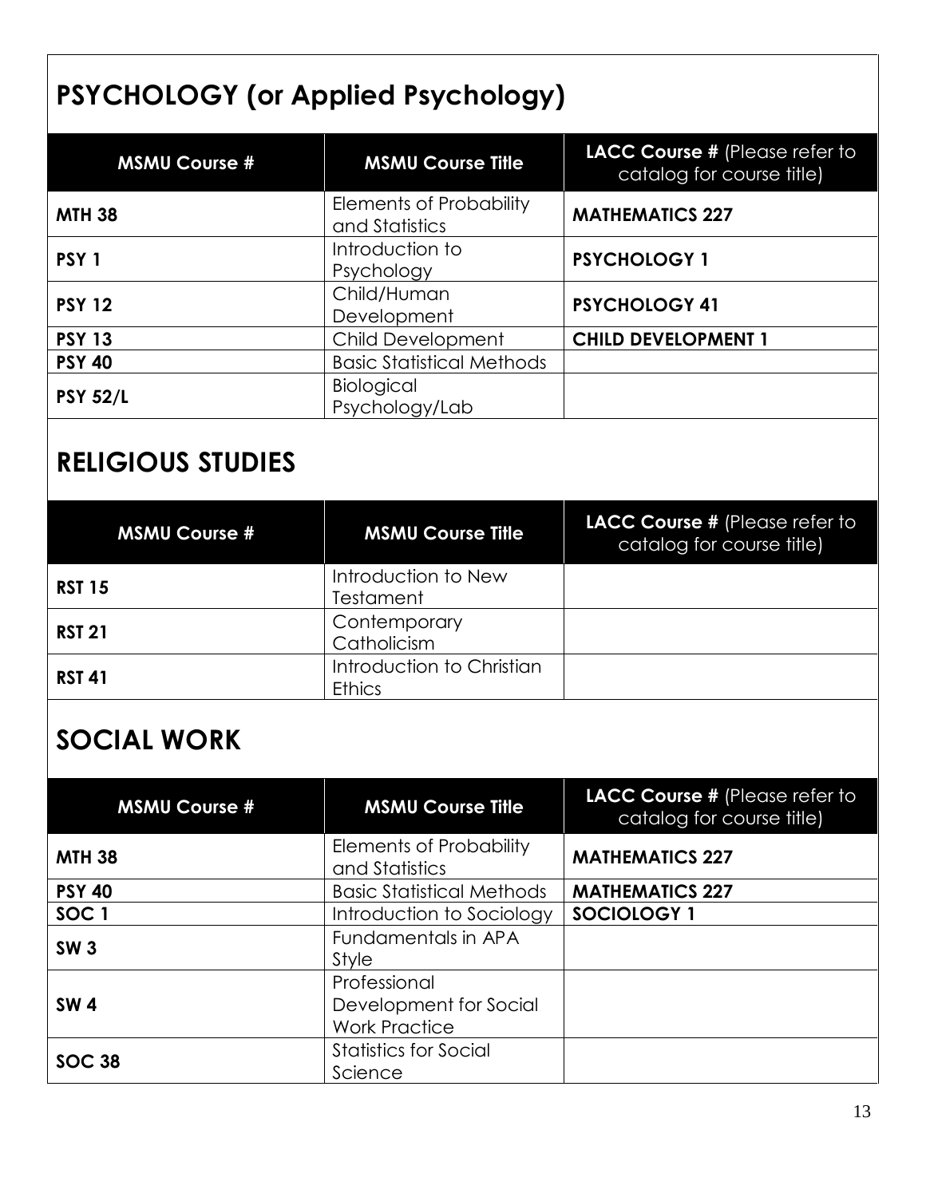## PSYCHOLOGY (or Applied Psychology)

| MSMU Course # | MSMU Course Title | LACC Course # (Please refer to catalog for course title) |
|---|---|---|
| **MTH 38** | Elements of Probability and Statistics | **MATHEMATICS 227** |
| **PSY 1** | Introduction to Psychology | **PSYCHOLOGY 1** |
| **PSY 12** | Child/Human Development | **PSYCHOLOGY 41** |
| **PSY 13** | Child Development | **CHILD DEVELOPMENT 1** |
| **PSY 40** | Basic Statistical Methods | |
| **PSY 52/L** | Biological Psychology/Lab | |

## RELIGIOUS STUDIES

| MSMU Course # | MSMU Course Title | LACC Course # (Please refer to catalog for course title) |
|---|---|---|
| **RST 15** | Introduction to New Testament | |
| **RST 21** | Contemporary Catholicism | |
| **RST 41** | Introduction to Christian Ethics | |

## SOCIAL WORK

| MSMU Course # | MSMU Course Title | LACC Course # (Please refer to catalog for course title) |
|---|---|---|
| **MTH 38** | Elements of Probability and Statistics | **MATHEMATICS 227** |
| **PSY 40** | Basic Statistical Methods | **MATHEMATICS 227** |
| **SOC 1** | Introduction to Sociology | **SOCIOLOGY 1** |
| **SW 3** | Fundamentals in APA Style | |
| **SW 4** | Professional Development for Social Work Practice | |
| **SOC 38** | Statistics for Social Science | |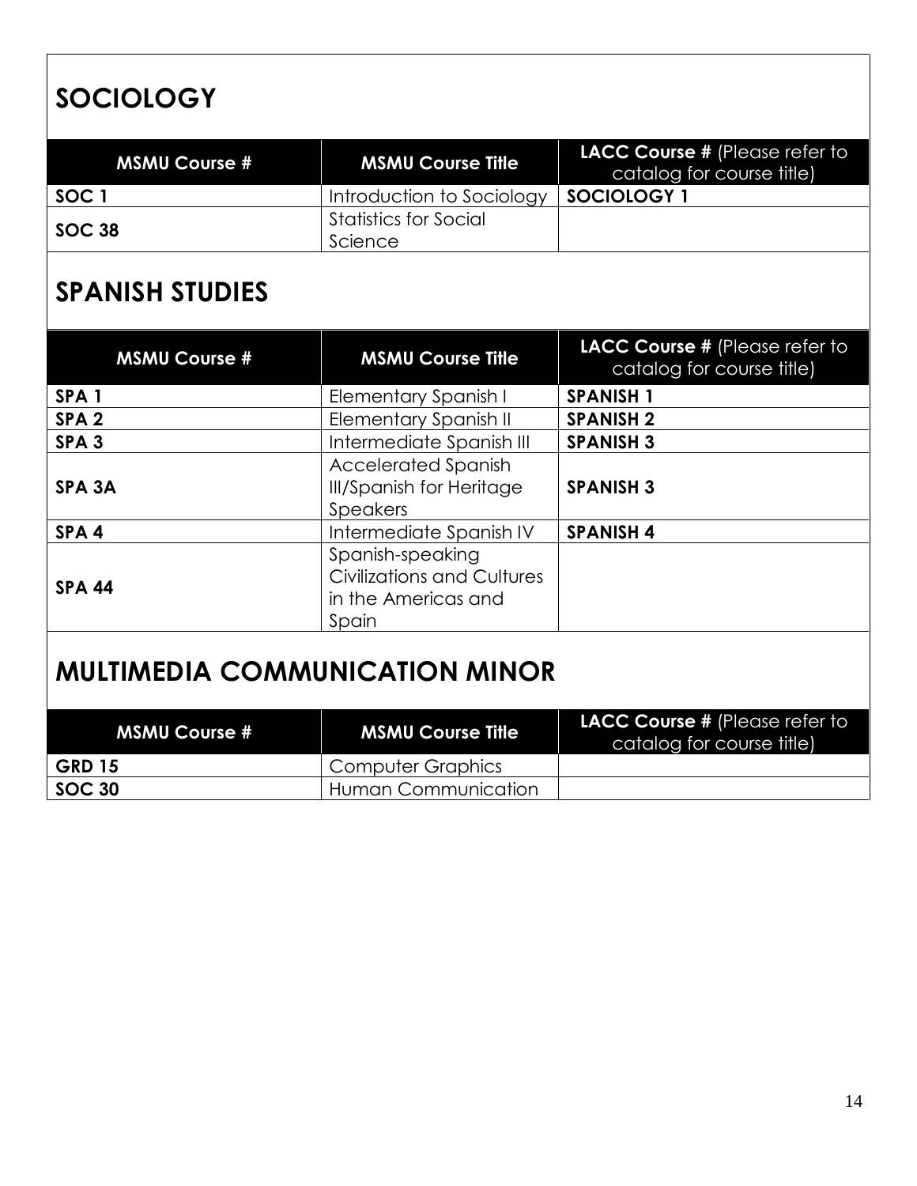## SOCIOLOGY

| **MSMU Course #** | **MSMU Course Title** | **LACC Course #** (Please refer to catalog for course title) |
|---|---|---|
| **SOC 1** | Introduction to Sociology | **SOCIOLOGY 1** |
| **SOC 38** | Statistics for Social Science | |

## SPANISH STUDIES

| **MSMU Course #** | **MSMU Course Title** | **LACC Course #** (Please refer to catalog for course title) |
|---|---|---|
| **SPA 1** | Elementary Spanish I | **SPANISH 1** |
| **SPA 2** | Elementary Spanish II | **SPANISH 2** |
| **SPA 3** | Intermediate Spanish III | **SPANISH 3** |
| **SPA 3A** | Accelerated Spanish III/Spanish for Heritage Speakers | **SPANISH 3** |
| **SPA 4** | Intermediate Spanish IV | **SPANISH 4** |
| **SPA 44** | Spanish-speaking Civilizations and Cultures in the Americas and Spain | |

## MULTIMEDIA COMMUNICATION MINOR

| **MSMU Course #** | **MSMU Course Title** | **LACC Course #** (Please refer to catalog for course title) |
|---|---|---|
| **GRD 15** | Computer Graphics | |
| **SOC 30** | Human Communication | |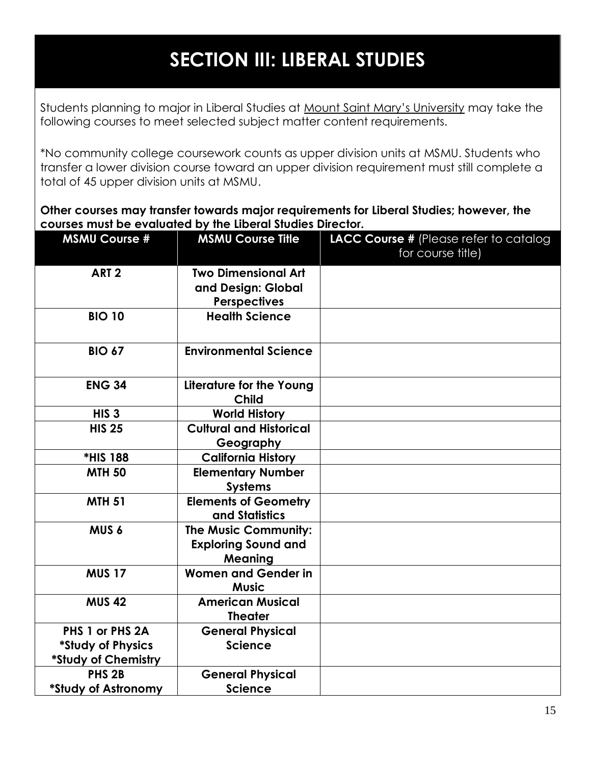# SECTION III: LIBERAL STUDIES

Students planning to major in Liberal Studies at Mount Saint Mary's University may take the following courses to meet selected subject matter content requirements.

*No community college coursework counts as upper division units at MSMU. Students who transfer a lower division course toward an upper division requirement must still complete a total of 45 upper division units at MSMU.

**Other courses may transfer towards major requirements for Liberal Studies; however, the courses must be evaluated by the Liberal Studies Director.**

| MSMU Course # | MSMU Course Title | LACC Course # (Please refer to catalog for course title) |
|---|---|---|
| **ART 2** | **Two Dimensional Art and Design: Global Perspectives** | |
| **BIO 10** | **Health Science** | |
| **BIO 67** | **Environmental Science** | |
| **ENG 34** | **Literature for the Young Child** | |
| **HIS 3** | **World History** | |
| **HIS 25** | **Cultural and Historical Geography** | |
| ***HIS 188** | **California History** | |
| **MTH 50** | **Elementary Number Systems** | |
| **MTH 51** | **Elements of Geometry and Statistics** | |
| **MUS 6** | **The Music Community: Exploring Sound and Meaning** | |
| **MUS 17** | **Women and Gender in Music** | |
| **MUS 42** | **American Musical Theater** | |
| **PHS 1 or PHS 2A *Study of Physics *Study of Chemistry** | **General Physical Science** | |
| **PHS 2B *Study of Astronomy** | **General Physical Science** | |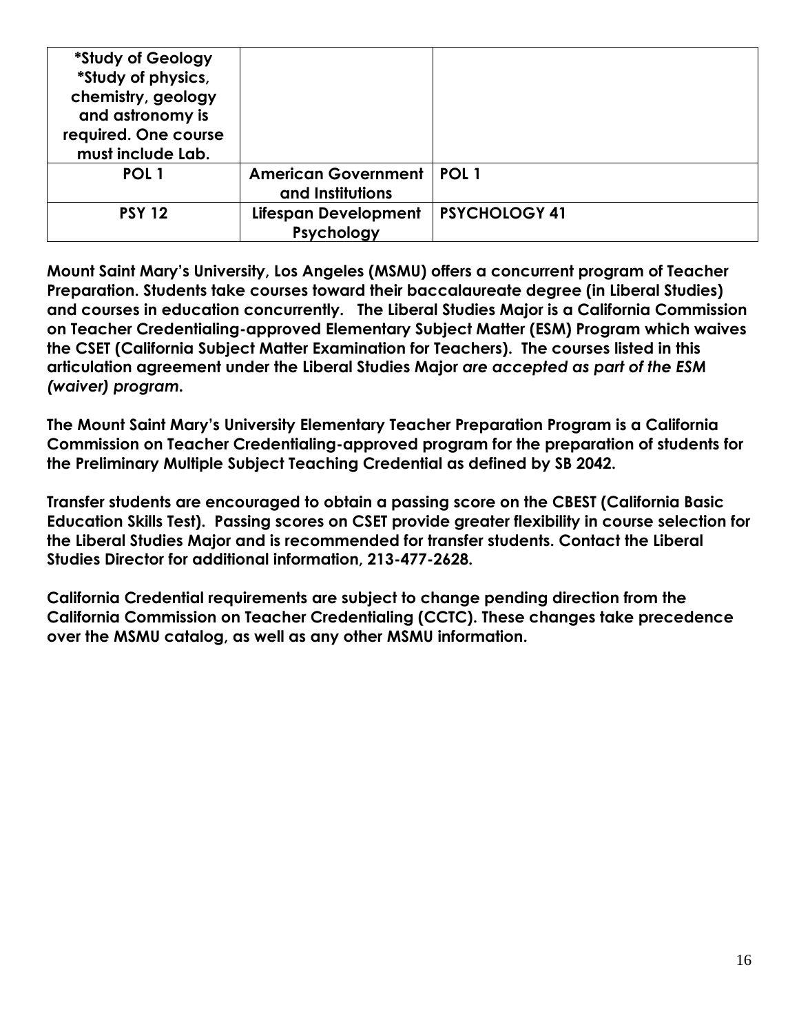| | | |
|---|---|---|
| **\*Study of Geology**<br>**\*Study of physics, chemistry, geology and astronomy is required. One course must include Lab.** | | |
| **POL 1** | **American Government and Institutions** | **POL 1** |
| **PSY 12** | **Lifespan Development Psychology** | **PSYCHOLOGY 41** |

**Mount Saint Mary's University, Los Angeles (MSMU) offers a concurrent program of Teacher Preparation. Students take courses toward their baccalaureate degree (in Liberal Studies) and courses in education concurrently. The Liberal Studies Major is a California Commission on Teacher Credentialing-approved Elementary Subject Matter (ESM) Program which waives the CSET (California Subject Matter Examination for Teachers). The courses listed in this articulation agreement under the Liberal Studies Major** ***are accepted as part of the ESM (waiver) program.***

**The Mount Saint Mary's University Elementary Teacher Preparation Program is a California Commission on Teacher Credentialing-approved program for the preparation of students for the Preliminary Multiple Subject Teaching Credential as defined by SB 2042.**

**Transfer students are encouraged to obtain a passing score on the CBEST (California Basic Education Skills Test). Passing scores on CSET provide greater flexibility in course selection for the Liberal Studies Major and is recommended for transfer students. Contact the Liberal Studies Director for additional information, 213-477-2628.**

**California Credential requirements are subject to change pending direction from the California Commission on Teacher Credentialing (CCTC). These changes take precedence over the MSMU catalog, as well as any other MSMU information.**